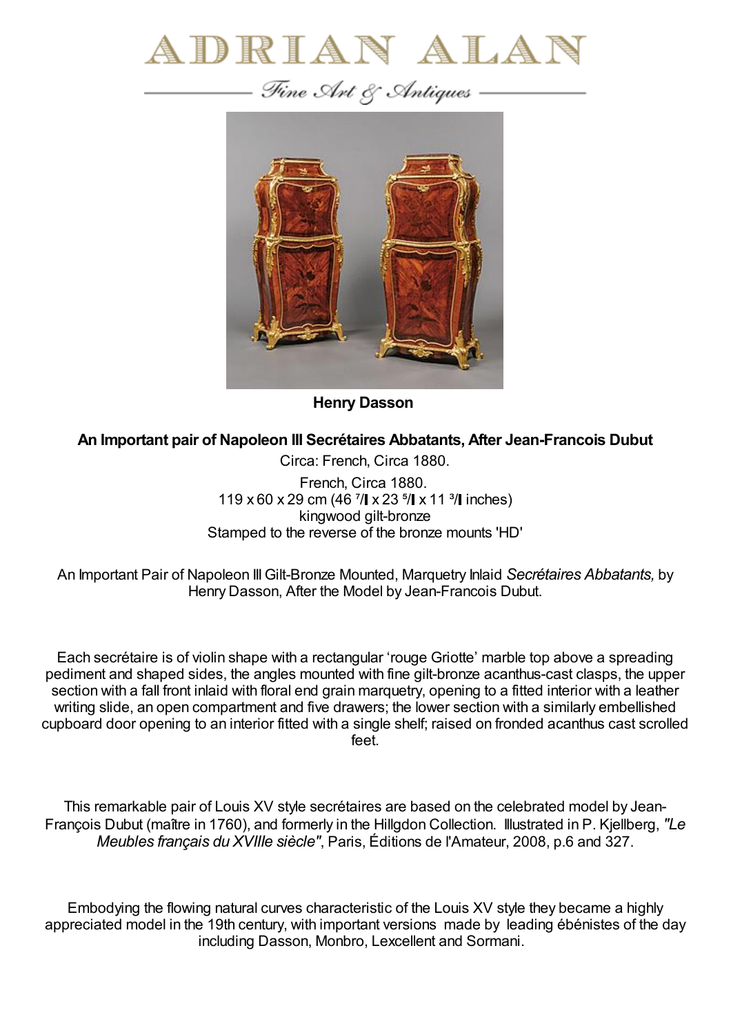# ADRIAN ALAN

*Fine Art & Antiques*

**Henry Dasson**

**An Important pair of Napoleon III Secrétaires Abbatants, After Jean-Francois Dubut**

Circa: French, Circa 1880.

French, Circa 1880.
119 x 60 x 29 cm (46 ⁷/▌ x 23 ⁵/▌ x 11 ³/▌ inches)
kingwood gilt-bronze
Stamped to the reverse of the bronze mounts 'HD'

An Important Pair of Napoleon III Gilt-Bronze Mounted, Marquetry Inlaid *Secrétaires Abbatants,* by Henry Dasson, After the Model by Jean-Francois Dubut.

Each secrétaire is of violin shape with a rectangular 'rouge Griotte' marble top above a spreading pediment and shaped sides, the angles mounted with fine gilt-bronze acanthus-cast clasps, the upper section with a fall front inlaid with floral end grain marquetry, opening to a fitted interior with a leather writing slide, an open compartment and five drawers; the lower section with a similarly embellished cupboard door opening to an interior fitted with a single shelf; raised on fronded acanthus cast scrolled feet.

This remarkable pair of Louis XV style secrétaires are based on the celebrated model by Jean-François Dubut (maître in 1760), and formerly in the Hillgdon Collection. Illustrated in P. Kjellberg, *"Le Meubles français du XVIIIe siècle"*, Paris, Éditions de l'Amateur, 2008, p.6 and 327.

Embodying the flowing natural curves characteristic of the Louis XV style they became a highly appreciated model in the 19th century, with important versions made by leading ébénistes of the day including Dasson, Monbro, Lexcellent and Sormani.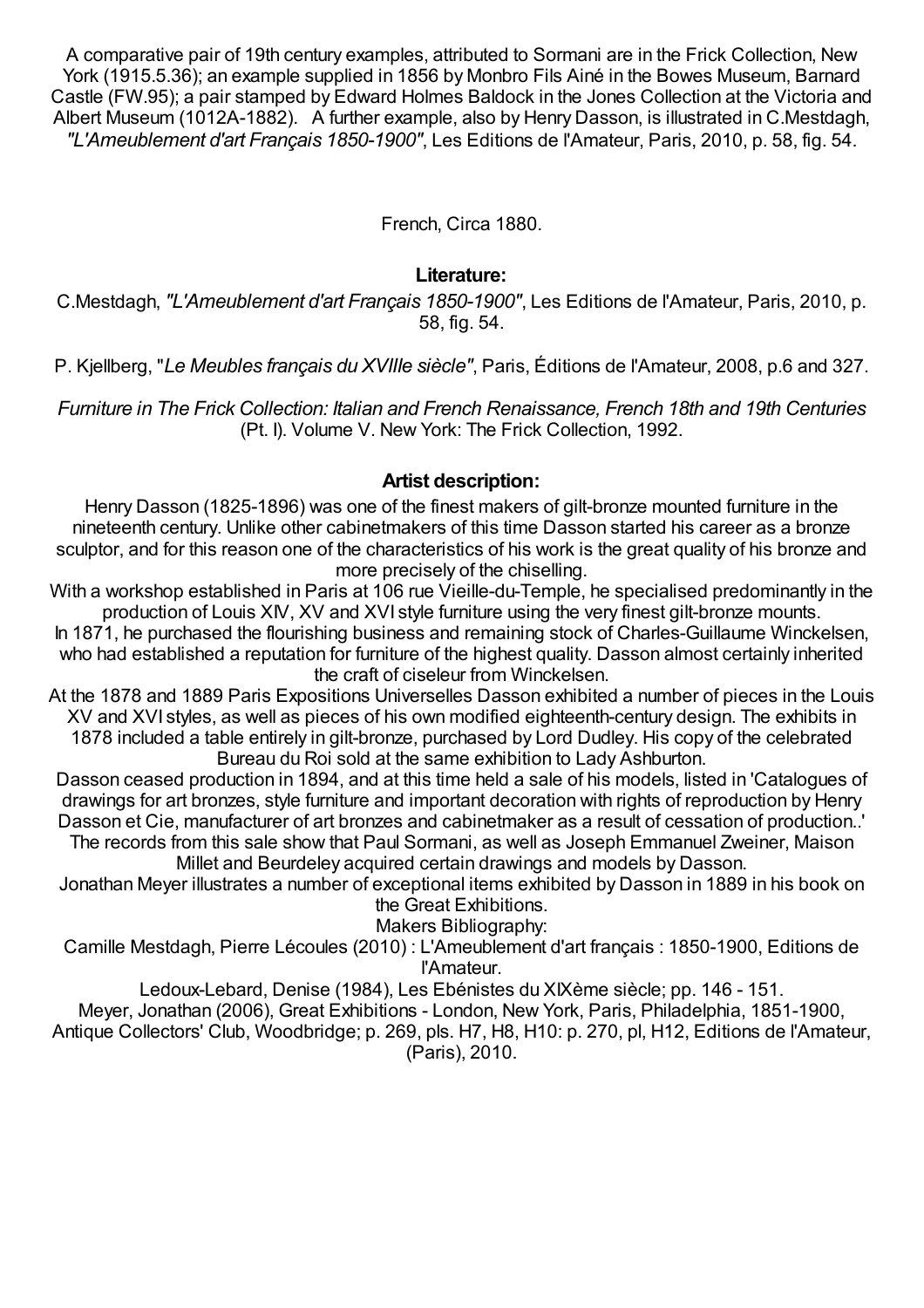A comparative pair of 19th century examples, attributed to Sormani are in the Frick Collection, New York (1915.5.36); an example supplied in 1856 by Monbro Fils Ainé in the Bowes Museum, Barnard Castle (FW.95); a pair stamped by Edward Holmes Baldock in the Jones Collection at the Victoria and Albert Museum (1012A-1882). A further example, also by Henry Dasson, is illustrated in C.Mestdagh, *"L'Ameublement d'art Français 1850-1900"*, Les Editions de l'Amateur, Paris, 2010, p. 58, fig. 54.

French, Circa 1880.

**Literature:**

C.Mestdagh, *"L'Ameublement d'art Français 1850-1900"*, Les Editions de l'Amateur, Paris, 2010, p. 58, fig. 54.

P. Kjellberg, "*Le Meubles français du XVIIIe siècle"*, Paris, Éditions de l'Amateur, 2008, p.6 and 327.

*Furniture in The Frick Collection: Italian and French Renaissance, French 18th and 19th Centuries* (Pt. I). Volume V. New York: The Frick Collection, 1992.

**Artist description:**

Henry Dasson (1825-1896) was one of the finest makers of gilt-bronze mounted furniture in the nineteenth century. Unlike other cabinetmakers of this time Dasson started his career as a bronze sculptor, and for this reason one of the characteristics of his work is the great quality of his bronze and more precisely of the chiselling.

With a workshop established in Paris at 106 rue Vieille-du-Temple, he specialised predominantly in the production of Louis XIV, XV and XVI style furniture using the very finest gilt-bronze mounts.

In 1871, he purchased the flourishing business and remaining stock of Charles-Guillaume Winckelsen, who had established a reputation for furniture of the highest quality. Dasson almost certainly inherited the craft of ciseleur from Winckelsen.

At the 1878 and 1889 Paris Expositions Universelles Dasson exhibited a number of pieces in the Louis XV and XVI styles, as well as pieces of his own modified eighteenth-century design. The exhibits in 1878 included a table entirely in gilt-bronze, purchased by Lord Dudley. His copy of the celebrated Bureau du Roi sold at the same exhibition to Lady Ashburton.

Dasson ceased production in 1894, and at this time held a sale of his models, listed in 'Catalogues of drawings for art bronzes, style furniture and important decoration with rights of reproduction by Henry Dasson et Cie, manufacturer of art bronzes and cabinetmaker as a result of cessation of production..'

The records from this sale show that Paul Sormani, as well as Joseph Emmanuel Zweiner, Maison Millet and Beurdeley acquired certain drawings and models by Dasson.

Jonathan Meyer illustrates a number of exceptional items exhibited by Dasson in 1889 in his book on the Great Exhibitions.

Makers Bibliography:

Camille Mestdagh, Pierre Lécoules (2010) : L'Ameublement d'art français : 1850-1900, Editions de l'Amateur.

Ledoux-Lebard, Denise (1984), Les Ebénistes du XIXème siècle; pp. 146 - 151.

Meyer, Jonathan (2006), Great Exhibitions - London, New York, Paris, Philadelphia, 1851-1900, Antique Collectors' Club, Woodbridge; p. 269, pls. H7, H8, H10: p. 270, pl, H12, Editions de l'Amateur, (Paris), 2010.